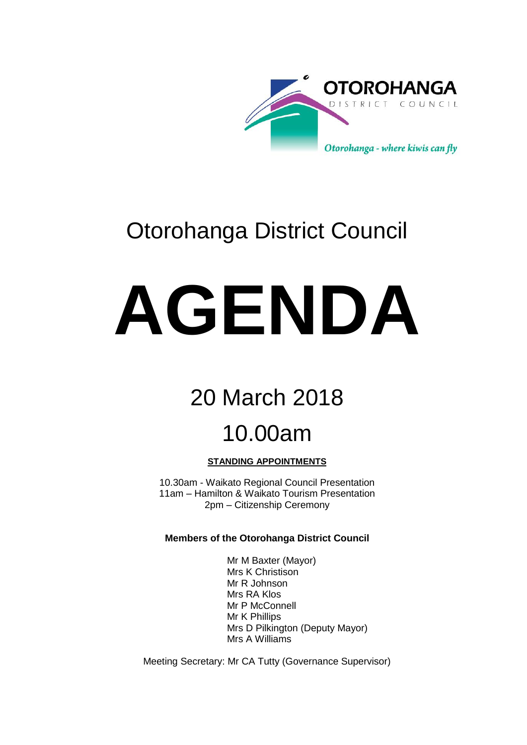OTOROHANGA
DISTRICT COUNCIL

*Otorohanga - where kiwis can fly*

# Otorohanga District Council

# AGENDA

## 20 March 2018

## 10.00am

**STANDING APPOINTMENTS**

10.30am - Waikato Regional Council Presentation
11am – Hamilton & Waikato Tourism Presentation
2pm – Citizenship Ceremony

**Members of the Otorohanga District Council**

Mr M Baxter (Mayor)
Mrs K Christison
Mr R Johnson
Mrs RA Klos
Mr P McConnell
Mr K Phillips
Mrs D Pilkington (Deputy Mayor)
Mrs A Williams

Meeting Secretary: Mr CA Tutty (Governance Supervisor)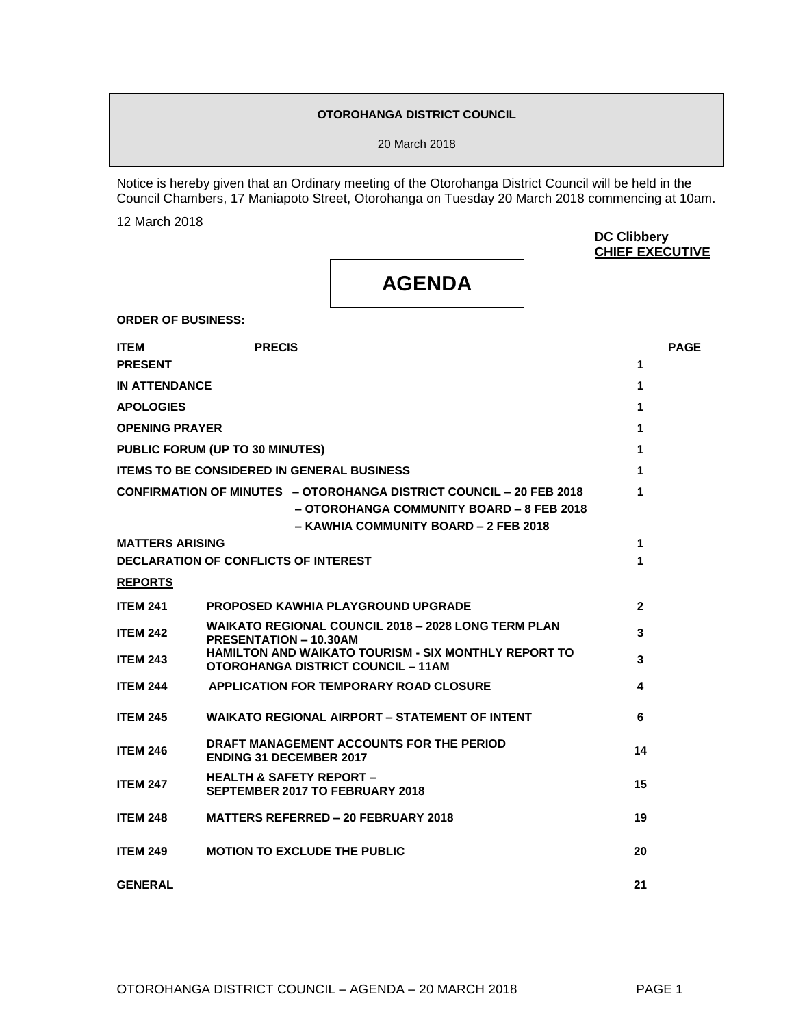**OTOROHANGA DISTRICT COUNCIL**

20 March 2018

Notice is hereby given that an Ordinary meeting of the Otorohanga District Council will be held in the Council Chambers, 17 Maniapoto Street, Otorohanga on Tuesday 20 March 2018 commencing at 10am.

12 March 2018

**DC Clibbery**
**CHIEF EXECUTIVE**

# AGENDA

**ORDER OF BUSINESS:**

| ITEM | PRECIS | PAGE |
|---|---|---|
| **PRESENT** | | 1 |
| **IN ATTENDANCE** | | 1 |
| **APOLOGIES** | | 1 |
| **OPENING PRAYER** | | 1 |
| **PUBLIC FORUM (UP TO 30 MINUTES)** | | 1 |
| **ITEMS TO BE CONSIDERED IN GENERAL BUSINESS** | | 1 |
| **CONFIRMATION OF MINUTES** | **– OTOROHANGA DISTRICT COUNCIL – 20 FEB 2018**<br>**– OTOROHANGA COMMUNITY BOARD – 8 FEB 2018**<br>**– KAWHIA COMMUNITY BOARD – 2 FEB 2018** | 1 |
| **MATTERS ARISING** | | 1 |
| **DECLARATION OF CONFLICTS OF INTEREST** | | 1 |
| **REPORTS** | | |
| **ITEM 241** | **PROPOSED KAWHIA PLAYGROUND UPGRADE** | 2 |
| **ITEM 242** | **WAIKATO REGIONAL COUNCIL 2018 – 2028 LONG TERM PLAN PRESENTATION – 10.30AM** | 3 |
| **ITEM 243** | **HAMILTON AND WAIKATO TOURISM - SIX MONTHLY REPORT TO OTOROHANGA DISTRICT COUNCIL – 11AM** | 3 |
| **ITEM 244** | **APPLICATION FOR TEMPORARY ROAD CLOSURE** | 4 |
| **ITEM 245** | **WAIKATO REGIONAL AIRPORT – STATEMENT OF INTENT** | 6 |
| **ITEM 246** | **DRAFT MANAGEMENT ACCOUNTS FOR THE PERIOD ENDING 31 DECEMBER 2017** | 14 |
| **ITEM 247** | **HEALTH & SAFETY REPORT – SEPTEMBER 2017 TO FEBRUARY 2018** | 15 |
| **ITEM 248** | **MATTERS REFERRED – 20 FEBRUARY 2018** | 19 |
| **ITEM 249** | **MOTION TO EXCLUDE THE PUBLIC** | 20 |
| **GENERAL** | | 21 |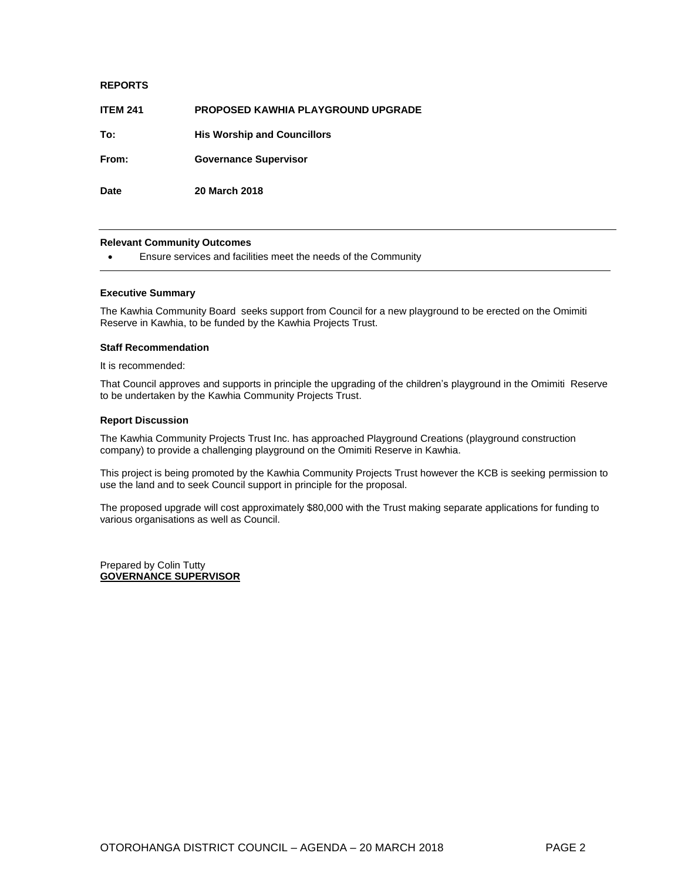**REPORTS**

**ITEM 241 PROPOSED KAWHIA PLAYGROUND UPGRADE**

**To: His Worship and Councillors**

**From: Governance Supervisor**

**Date 20 March 2018**

---

**Relevant Community Outcomes**

- Ensure services and facilities meet the needs of the Community

---

**Executive Summary**

The Kawhia Community Board seeks support from Council for a new playground to be erected on the Omimiti Reserve in Kawhia, to be funded by the Kawhia Projects Trust.

**Staff Recommendation**

It is recommended:

That Council approves and supports in principle the upgrading of the children's playground in the Omimiti Reserve to be undertaken by the Kawhia Community Projects Trust.

**Report Discussion**

The Kawhia Community Projects Trust Inc. has approached Playground Creations (playground construction company) to provide a challenging playground on the Omimiti Reserve in Kawhia.

This project is being promoted by the Kawhia Community Projects Trust however the KCB is seeking permission to use the land and to seek Council support in principle for the proposal.

The proposed upgrade will cost approximately $80,000 with the Trust making separate applications for funding to various organisations as well as Council.

Prepared by Colin Tutty
**GOVERNANCE SUPERVISOR**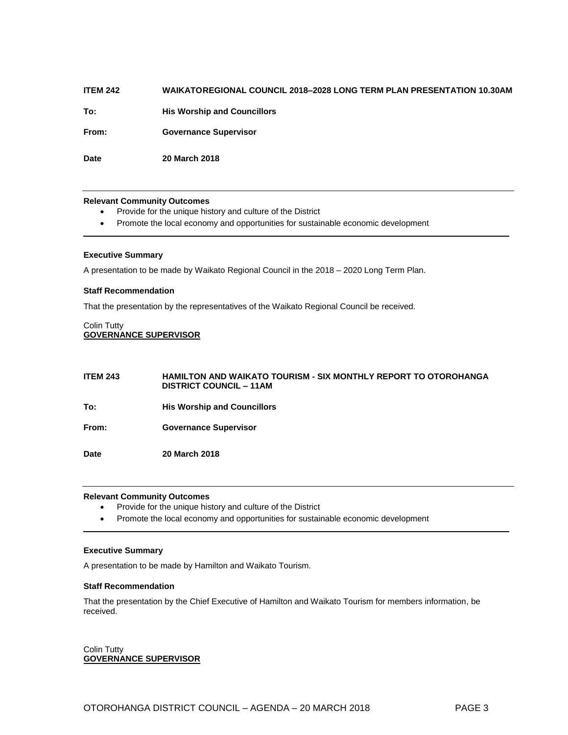## ITEM 242 WAIKATOREGIONAL COUNCIL 2018–2028 LONG TERM PLAN PRESENTATION 10.30AM

**To:** **His Worship and Councillors**

**From:** **Governance Supervisor**

**Date** **20 March 2018**

---

**Relevant Community Outcomes**

- Provide for the unique history and culture of the District
- Promote the local economy and opportunities for sustainable economic development

---

**Executive Summary**

A presentation to be made by Waikato Regional Council in the 2018 – 2020 Long Term Plan.

**Staff Recommendation**

That the presentation by the representatives of the Waikato Regional Council be received.

Colin Tutty
**GOVERNANCE SUPERVISOR**

## ITEM 243 HAMILTON AND WAIKATO TOURISM - SIX MONTHLY REPORT TO OTOROHANGA DISTRICT COUNCIL – 11AM

**To:** **His Worship and Councillors**

**From:** **Governance Supervisor**

**Date** **20 March 2018**

---

**Relevant Community Outcomes**

- Provide for the unique history and culture of the District
- Promote the local economy and opportunities for sustainable economic development

---

**Executive Summary**

A presentation to be made by Hamilton and Waikato Tourism.

**Staff Recommendation**

That the presentation by the Chief Executive of Hamilton and Waikato Tourism for members information, be received.

Colin Tutty
**GOVERNANCE SUPERVISOR**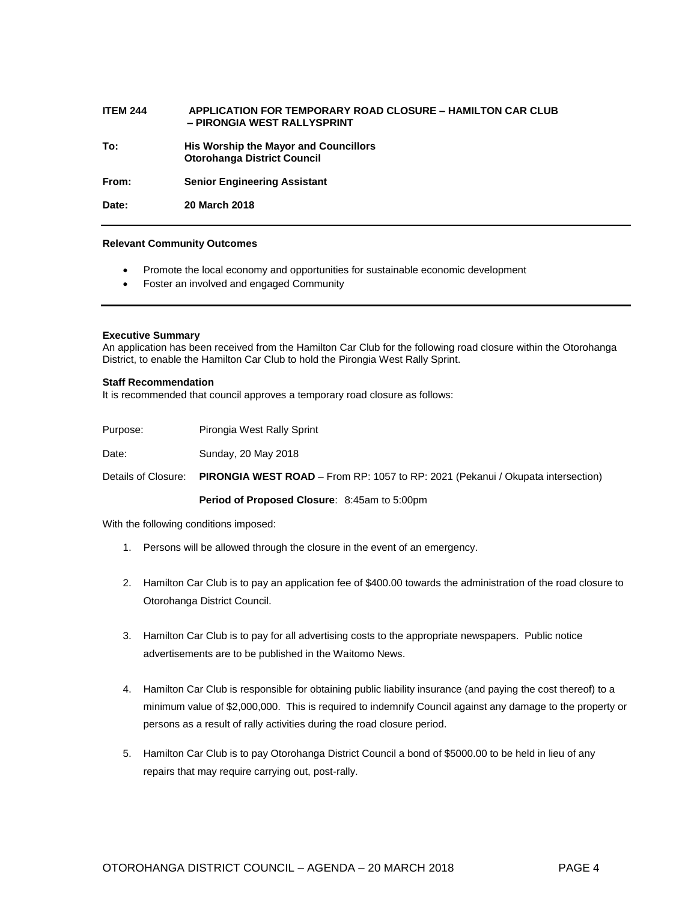**ITEM 244 APPLICATION FOR TEMPORARY ROAD CLOSURE – HAMILTON CAR CLUB – PIRONGIA WEST RALLYSPRINT**

**To:** **His Worship the Mayor and Councillors**
**Otorohanga District Council**

**From:** **Senior Engineering Assistant**

**Date:** **20 March 2018**

---

**Relevant Community Outcomes**

- Promote the local economy and opportunities for sustainable economic development
- Foster an involved and engaged Community

---

**Executive Summary**

An application has been received from the Hamilton Car Club for the following road closure within the Otorohanga District, to enable the Hamilton Car Club to hold the Pirongia West Rally Sprint.

**Staff Recommendation**

It is recommended that council approves a temporary road closure as follows:

Purpose: Pirongia West Rally Sprint

Date: Sunday, 20 May 2018

Details of Closure: **PIRONGIA WEST ROAD** – From RP: 1057 to RP: 2021 (Pekanui / Okupata intersection)

**Period of Proposed Closure**: 8:45am to 5:00pm

With the following conditions imposed:

1. Persons will be allowed through the closure in the event of an emergency.
2. Hamilton Car Club is to pay an application fee of $400.00 towards the administration of the road closure to Otorohanga District Council.
3. Hamilton Car Club is to pay for all advertising costs to the appropriate newspapers. Public notice advertisements are to be published in the Waitomo News.
4. Hamilton Car Club is responsible for obtaining public liability insurance (and paying the cost thereof) to a minimum value of $2,000,000. This is required to indemnify Council against any damage to the property or persons as a result of rally activities during the road closure period.
5. Hamilton Car Club is to pay Otorohanga District Council a bond of $5000.00 to be held in lieu of any repairs that may require carrying out, post-rally.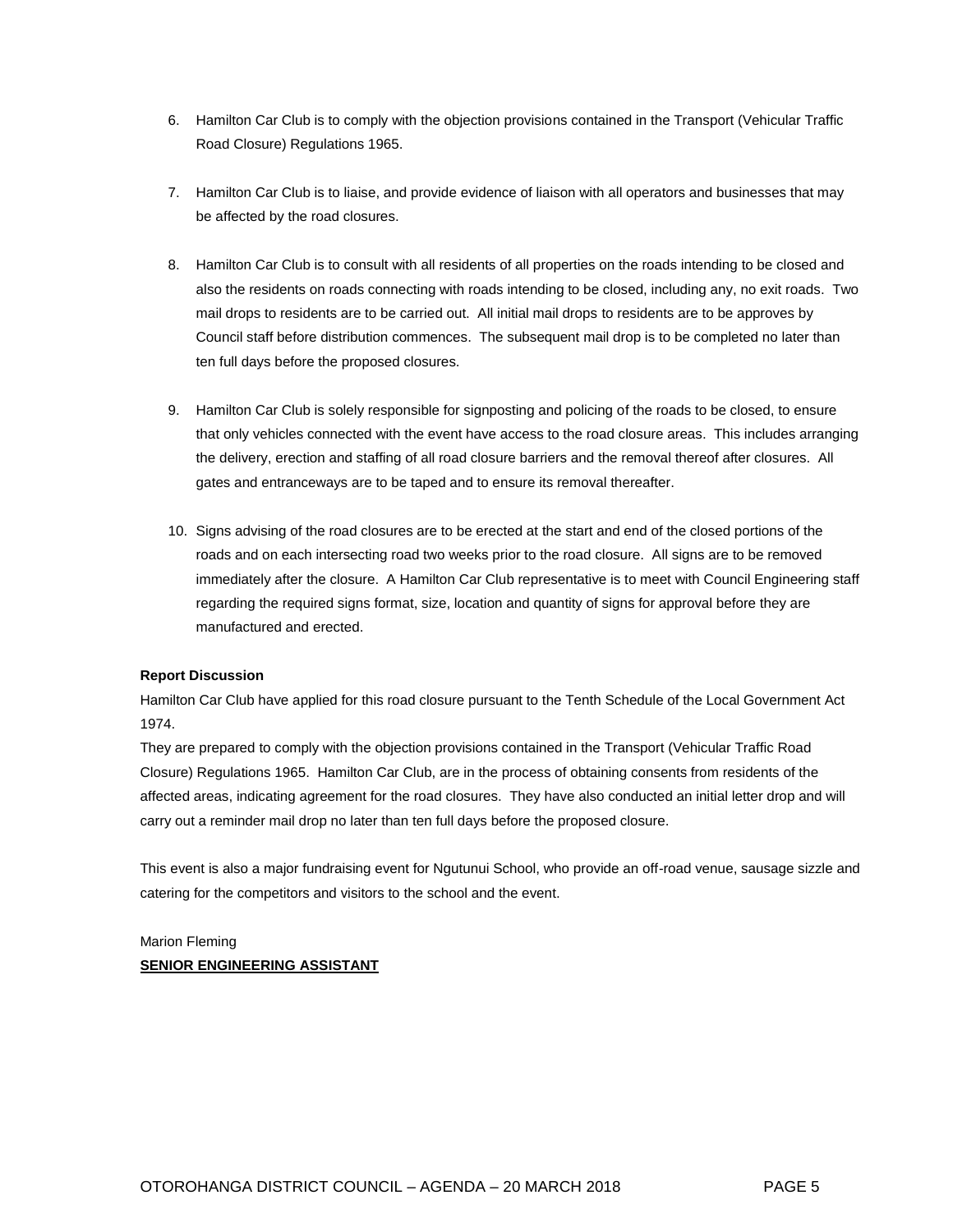6. Hamilton Car Club is to comply with the objection provisions contained in the Transport (Vehicular Traffic Road Closure) Regulations 1965.

7. Hamilton Car Club is to liaise, and provide evidence of liaison with all operators and businesses that may be affected by the road closures.

8. Hamilton Car Club is to consult with all residents of all properties on the roads intending to be closed and also the residents on roads connecting with roads intending to be closed, including any, no exit roads. Two mail drops to residents are to be carried out. All initial mail drops to residents are to be approves by Council staff before distribution commences. The subsequent mail drop is to be completed no later than ten full days before the proposed closures.

9. Hamilton Car Club is solely responsible for signposting and policing of the roads to be closed, to ensure that only vehicles connected with the event have access to the road closure areas. This includes arranging the delivery, erection and staffing of all road closure barriers and the removal thereof after closures. All gates and entranceways are to be taped and to ensure its removal thereafter.

10. Signs advising of the road closures are to be erected at the start and end of the closed portions of the roads and on each intersecting road two weeks prior to the road closure. All signs are to be removed immediately after the closure. A Hamilton Car Club representative is to meet with Council Engineering staff regarding the required signs format, size, location and quantity of signs for approval before they are manufactured and erected.

**Report Discussion**

Hamilton Car Club have applied for this road closure pursuant to the Tenth Schedule of the Local Government Act 1974.

They are prepared to comply with the objection provisions contained in the Transport (Vehicular Traffic Road Closure) Regulations 1965. Hamilton Car Club, are in the process of obtaining consents from residents of the affected areas, indicating agreement for the road closures. They have also conducted an initial letter drop and will carry out a reminder mail drop no later than ten full days before the proposed closure.

This event is also a major fundraising event for Ngutunui School, who provide an off-road venue, sausage sizzle and catering for the competitors and visitors to the school and the event.

Marion Fleming

**SENIOR ENGINEERING ASSISTANT**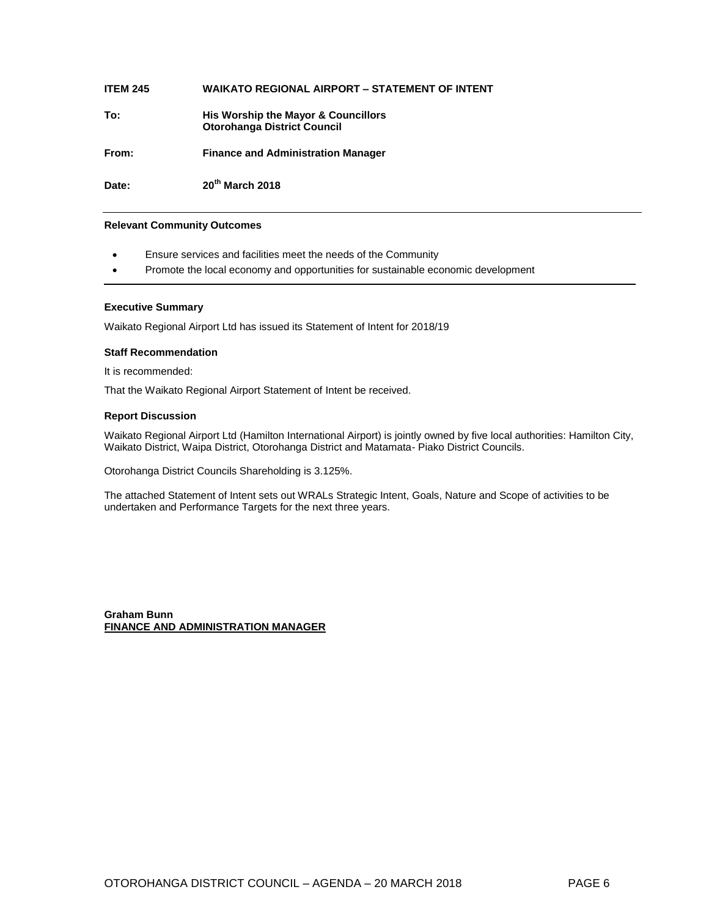**ITEM 245 WAIKATO REGIONAL AIRPORT – STATEMENT OF INTENT**

**To:** **His Worship the Mayor & Councillors**
**Otorohanga District Council**

**From:** **Finance and Administration Manager**

**Date:** **20th March 2018**

---

**Relevant Community Outcomes**

- Ensure services and facilities meet the needs of the Community
- Promote the local economy and opportunities for sustainable economic development

---

**Executive Summary**

Waikato Regional Airport Ltd has issued its Statement of Intent for 2018/19

**Staff Recommendation**

It is recommended:

That the Waikato Regional Airport Statement of Intent be received.

**Report Discussion**

Waikato Regional Airport Ltd (Hamilton International Airport) is jointly owned by five local authorities: Hamilton City, Waikato District, Waipa District, Otorohanga District and Matamata- Piako District Councils.

Otorohanga District Councils Shareholding is 3.125%.

The attached Statement of Intent sets out WRALs Strategic Intent, Goals, Nature and Scope of activities to be undertaken and Performance Targets for the next three years.

**Graham Bunn**
**FINANCE AND ADMINISTRATION MANAGER**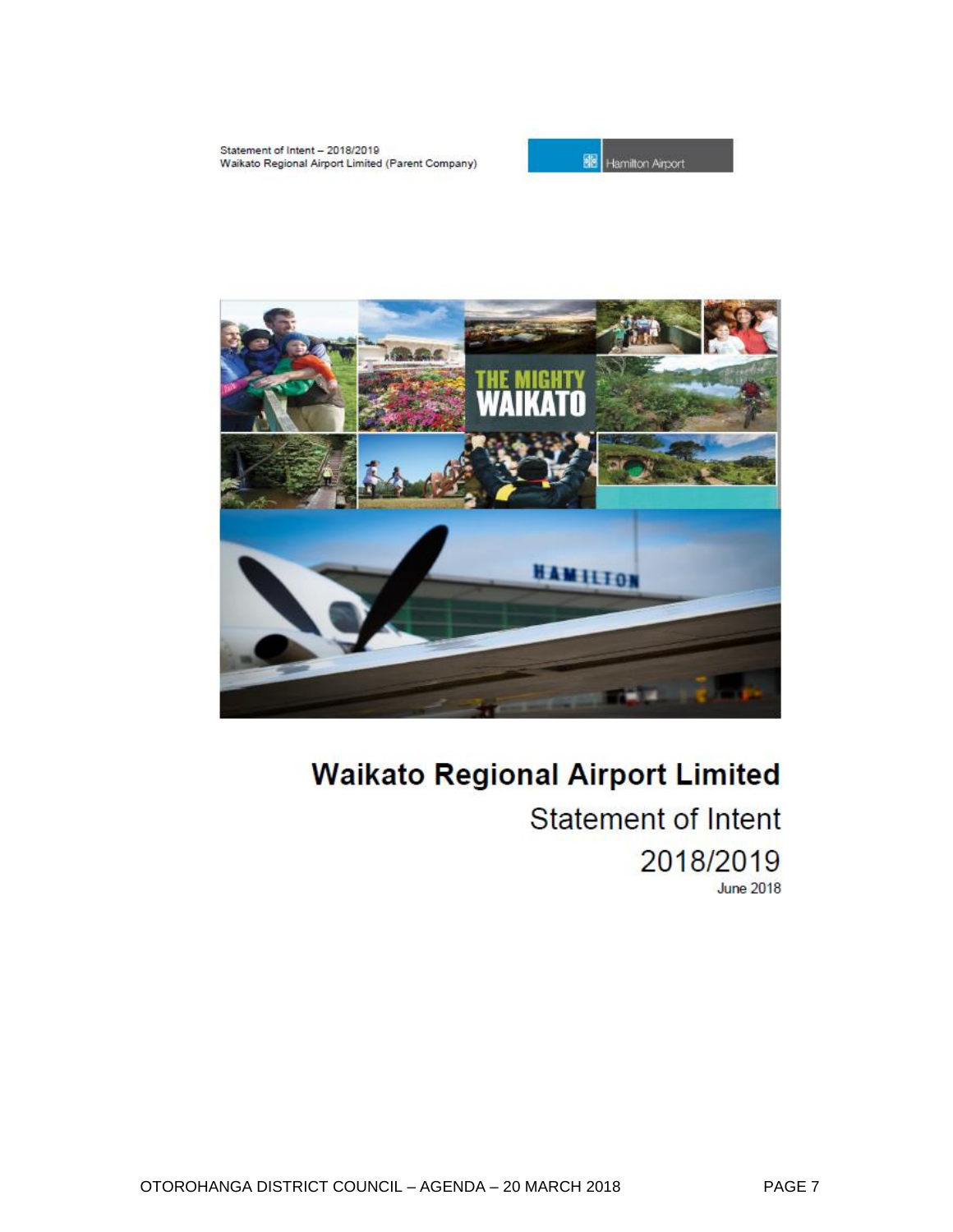Statement of Intent – 2018/2019
Waikato Regional Airport Limited (Parent Company)

# Waikato Regional Airport Limited

## Statement of Intent

## 2018/2019

June 2018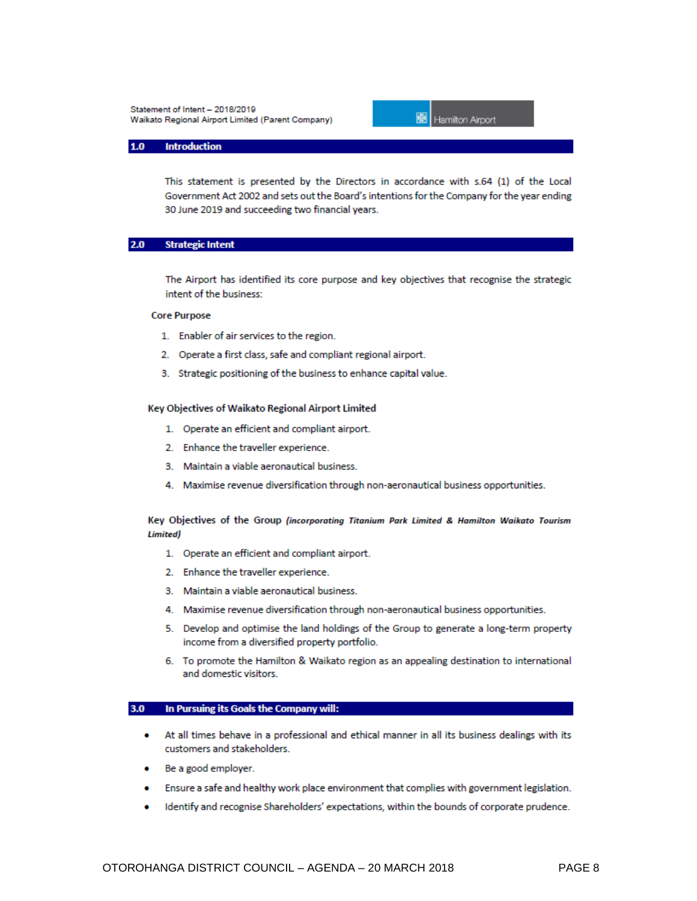Statement of Intent – 2018/2019
Waikato Regional Airport Limited (Parent Company)

## 1.0 Introduction

This statement is presented by the Directors in accordance with s.64 (1) of the Local Government Act 2002 and sets out the Board's intentions for the Company for the year ending 30 June 2019 and succeeding two financial years.

## 2.0 Strategic Intent

The Airport has identified its core purpose and key objectives that recognise the strategic intent of the business:

**Core Purpose**

1. Enabler of air services to the region.
2. Operate a first class, safe and compliant regional airport.
3. Strategic positioning of the business to enhance capital value.

**Key Objectives of Waikato Regional Airport Limited**

1. Operate an efficient and compliant airport.
2. Enhance the traveller experience.
3. Maintain a viable aeronautical business.
4. Maximise revenue diversification through non-aeronautical business opportunities.

**Key Objectives of the Group** ***(incorporating Titanium Park Limited & Hamilton Waikato Tourism Limited)***

1. Operate an efficient and compliant airport.
2. Enhance the traveller experience.
3. Maintain a viable aeronautical business.
4. Maximise revenue diversification through non-aeronautical business opportunities.
5. Develop and optimise the land holdings of the Group to generate a long-term property income from a diversified property portfolio.
6. To promote the Hamilton & Waikato region as an appealing destination to international and domestic visitors.

## 3.0 In Pursuing its Goals the Company will:

- At all times behave in a professional and ethical manner in all its business dealings with its customers and stakeholders.
- Be a good employer.
- Ensure a safe and healthy work place environment that complies with government legislation.
- Identify and recognise Shareholders' expectations, within the bounds of corporate prudence.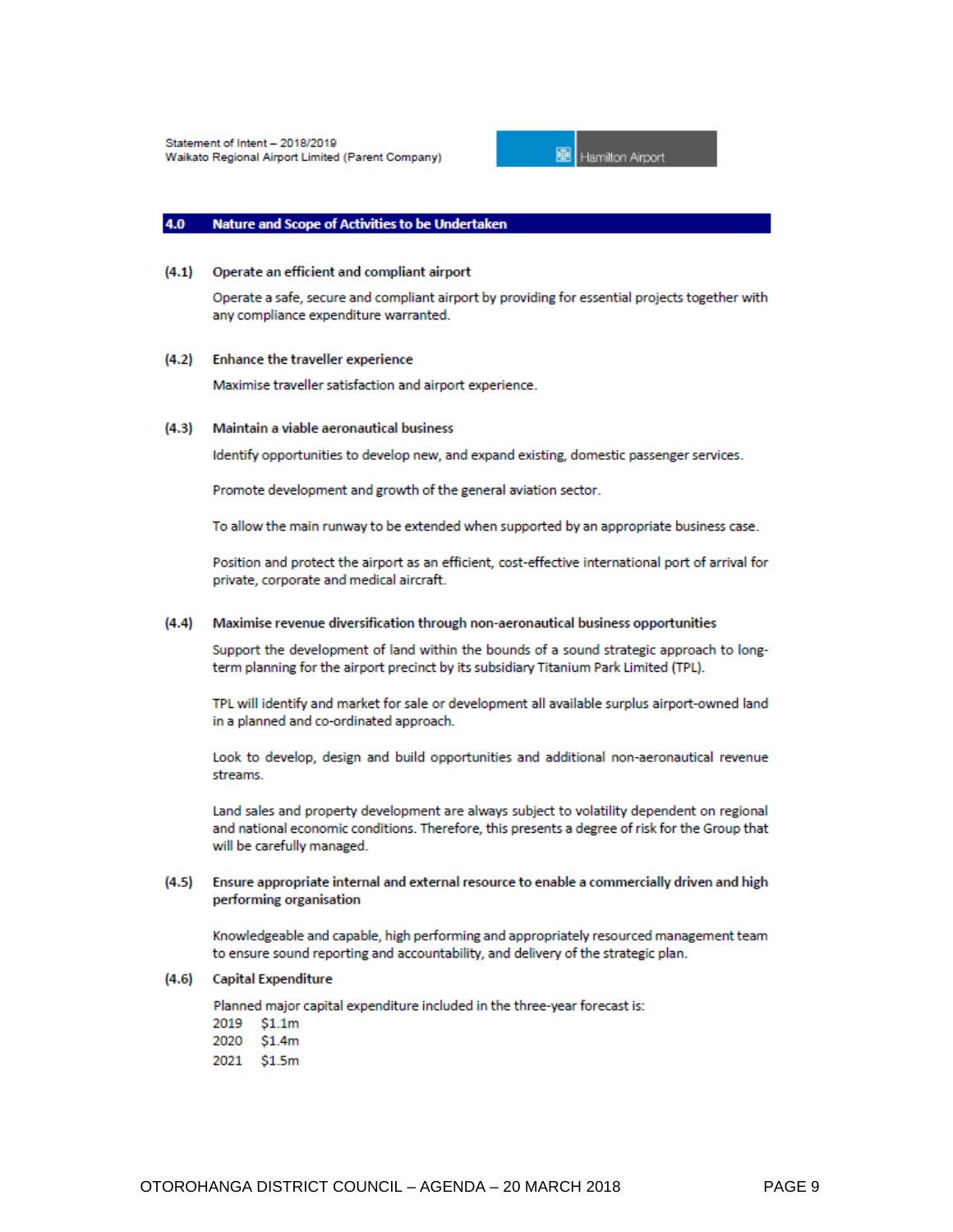## 4.0 Nature and Scope of Activities to be Undertaken

**(4.1) Operate an efficient and compliant airport**

Operate a safe, secure and compliant airport by providing for essential projects together with any compliance expenditure warranted.

**(4.2) Enhance the traveller experience**

Maximise traveller satisfaction and airport experience.

**(4.3) Maintain a viable aeronautical business**

Identify opportunities to develop new, and expand existing, domestic passenger services.

Promote development and growth of the general aviation sector.

To allow the main runway to be extended when supported by an appropriate business case.

Position and protect the airport as an efficient, cost-effective international port of arrival for private, corporate and medical aircraft.

**(4.4) Maximise revenue diversification through non-aeronautical business opportunities**

Support the development of land within the bounds of a sound strategic approach to long-term planning for the airport precinct by its subsidiary Titanium Park Limited (TPL).

TPL will identify and market for sale or development all available surplus airport-owned land in a planned and co-ordinated approach.

Look to develop, design and build opportunities and additional non-aeronautical revenue streams.

Land sales and property development are always subject to volatility dependent on regional and national economic conditions. Therefore, this presents a degree of risk for the Group that will be carefully managed.

**(4.5) Ensure appropriate internal and external resource to enable a commercially driven and high performing organisation**

Knowledgeable and capable, high performing and appropriately resourced management team to ensure sound reporting and accountability, and delivery of the strategic plan.

**(4.6) Capital Expenditure**

Planned major capital expenditure included in the three-year forecast is:

2019 $1.1m
2020 $1.4m
2021 $1.5m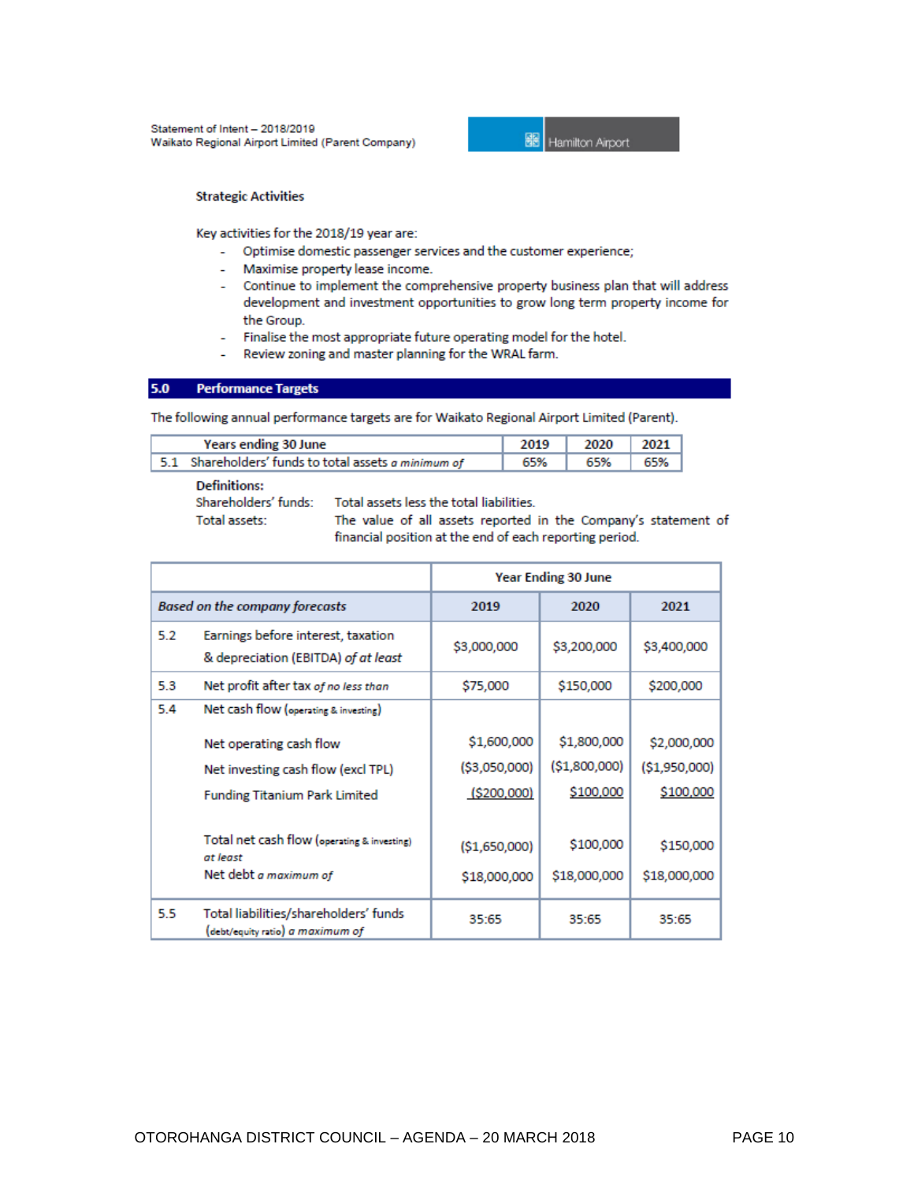**Strategic Activities**

Key activities for the 2018/19 year are:

- Optimise domestic passenger services and the customer experience;
- Maximise property lease income.
- Continue to implement the comprehensive property business plan that will address development and investment opportunities to grow long term property income for the Group.
- Finalise the most appropriate future operating model for the hotel.
- Review zoning and master planning for the WRAL farm.

## 5.0 Performance Targets

The following annual performance targets are for Waikato Regional Airport Limited (Parent).

| Years ending 30 June | 2019 | 2020 | 2021 |
|---|---|---|---|
| 5.1 Shareholders' funds to total assets *a minimum of* | 65% | 65% | 65% |

**Definitions:**

Shareholders' funds: Total assets less the total liabilities.

Total assets: The value of all assets reported in the Company's statement of financial position at the end of each reporting period.

| | | Year Ending 30 June | | |
|---|---|---|---|---|
| *Based on the company forecasts* | | **2019** | **2020** | **2021** |
| 5.2 | Earnings before interest, taxation & depreciation (EBITDA) *of at least* | $3,000,000 | $3,200,000 | $3,400,000 |
| 5.3 | Net profit after tax *of no less than* | $75,000 | $150,000 | $200,000 |
| 5.4 | Net cash flow (operating & investing) | | | |
| | Net operating cash flow | $1,600,000 | $1,800,000 | $2,000,000 |
| | Net investing cash flow (excl TPL) | ($3,050,000) | ($1,800,000) | ($1,950,000) |
| | Funding Titanium Park Limited | ($200,000) | $100,000 | $100,000 |
| | Total net cash flow (operating & investing) *at least* | ($1,650,000) | $100,000 | $150,000 |
| | Net debt *a maximum of* | $18,000,000 | $18,000,000 | $18,000,000 |
| 5.5 | Total liabilities/shareholders' funds (debt/equity ratio) *a maximum of* | 35:65 | 35:65 | 35:65 |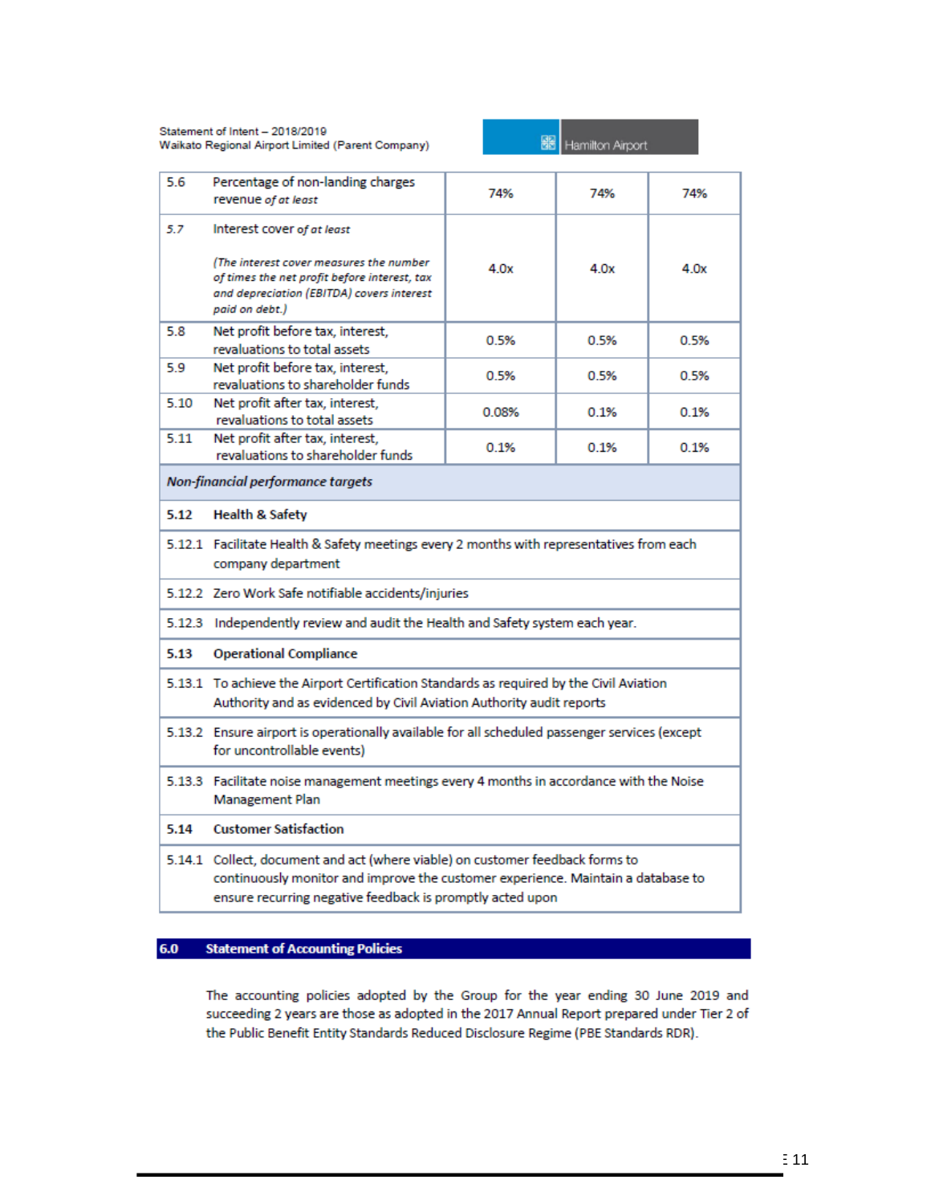| | | | | |
|---|---|---|---|---|
| 5.6 | Percentage of non-landing charges revenue *of at least* | 74% | 74% | 74% |
| *5.7* | Interest cover *of at least*<br><br>*(The interest cover measures the number of times the net profit before interest, tax and depreciation (EBITDA) covers interest paid on debt.)* | 4.0x | 4.0x | 4.0x |
| 5.8 | Net profit before tax, interest, revaluations to total assets | 0.5% | 0.5% | 0.5% |
| 5.9 | Net profit before tax, interest, revaluations to shareholder funds | 0.5% | 0.5% | 0.5% |
| 5.10 | Net profit after tax, interest, revaluations to total assets | 0.08% | 0.1% | 0.1% |
| 5.11 | Net profit after tax, interest, revaluations to shareholder funds | 0.1% | 0.1% | 0.1% |
| ***Non-financial performance targets*** | | | | |
| **5.12** | **Health & Safety** | | | |
| 5.12.1 | Facilitate Health & Safety meetings every 2 months with representatives from each company department | | | |
| 5.12.2 | Zero Work Safe notifiable accidents/injuries | | | |
| 5.12.3 | Independently review and audit the Health and Safety system each year. | | | |
| **5.13** | **Operational Compliance** | | | |
| 5.13.1 | To achieve the Airport Certification Standards as required by the Civil Aviation Authority and as evidenced by Civil Aviation Authority audit reports | | | |
| 5.13.2 | Ensure airport is operationally available for all scheduled passenger services (except for uncontrollable events) | | | |
| 5.13.3 | Facilitate noise management meetings every 4 months in accordance with the Noise Management Plan | | | |
| **5.14** | **Customer Satisfaction** | | | |
| 5.14.1 | Collect, document and act (where viable) on customer feedback forms to continuously monitor and improve the customer experience. Maintain a database to ensure recurring negative feedback is promptly acted upon | | | |

## 6.0 Statement of Accounting Policies

The accounting policies adopted by the Group for the year ending 30 June 2019 and succeeding 2 years are those as adopted in the 2017 Annual Report prepared under Tier 2 of the Public Benefit Entity Standards Reduced Disclosure Regime (PBE Standards RDR).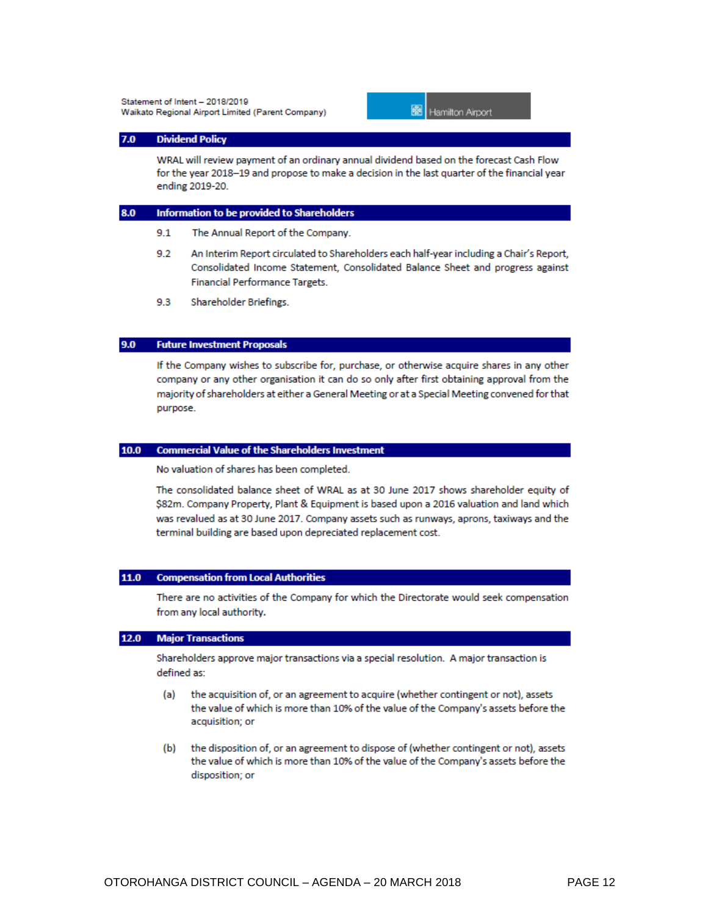## 7.0 Dividend Policy

WRAL will review payment of an ordinary annual dividend based on the forecast Cash Flow for the year 2018–19 and propose to make a decision in the last quarter of the financial year ending 2019-20.

## 8.0 Information to be provided to Shareholders

9.1 The Annual Report of the Company.

9.2 An Interim Report circulated to Shareholders each half-year including a Chair's Report, Consolidated Income Statement, Consolidated Balance Sheet and progress against Financial Performance Targets.

9.3 Shareholder Briefings.

## 9.0 Future Investment Proposals

If the Company wishes to subscribe for, purchase, or otherwise acquire shares in any other company or any other organisation it can do so only after first obtaining approval from the majority of shareholders at either a General Meeting or at a Special Meeting convened for that purpose.

## 10.0 Commercial Value of the Shareholders Investment

No valuation of shares has been completed.

The consolidated balance sheet of WRAL as at 30 June 2017 shows shareholder equity of $82m. Company Property, Plant & Equipment is based upon a 2016 valuation and land which was revalued as at 30 June 2017. Company assets such as runways, aprons, taxiways and the terminal building are based upon depreciated replacement cost.

## 11.0 Compensation from Local Authorities

There are no activities of the Company for which the Directorate would seek compensation from any local authority.

## 12.0 Major Transactions

Shareholders approve major transactions via a special resolution. A major transaction is defined as:

(a) the acquisition of, or an agreement to acquire (whether contingent or not), assets the value of which is more than 10% of the value of the Company's assets before the acquisition; or

(b) the disposition of, or an agreement to dispose of (whether contingent or not), assets the value of which is more than 10% of the value of the Company's assets before the disposition; or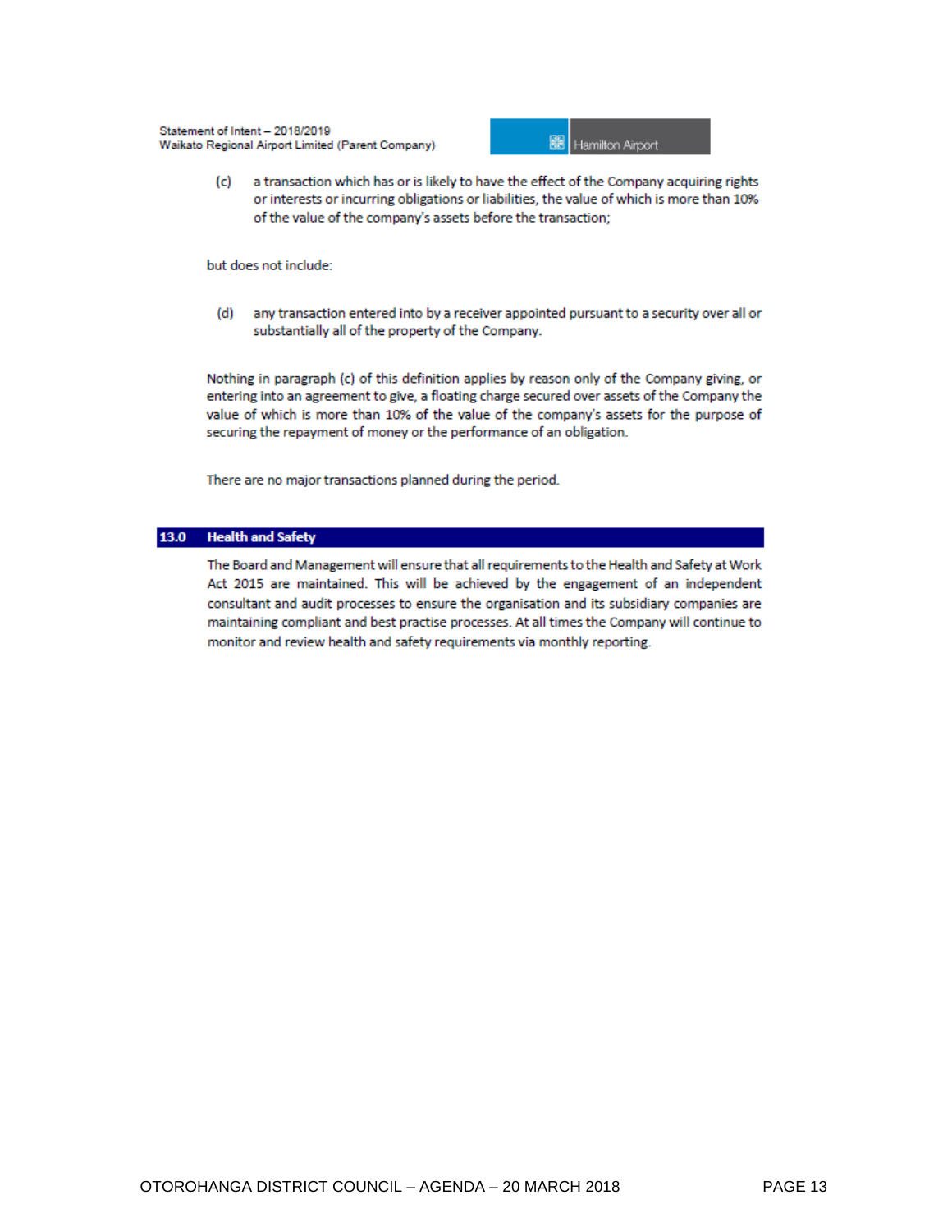(c) a transaction which has or is likely to have the effect of the Company acquiring rights or interests or incurring obligations or liabilities, the value of which is more than 10% of the value of the company's assets before the transaction;

but does not include:

(d) any transaction entered into by a receiver appointed pursuant to a security over all or substantially all of the property of the Company.

Nothing in paragraph (c) of this definition applies by reason only of the Company giving, or entering into an agreement to give, a floating charge secured over assets of the Company the value of which is more than 10% of the value of the company's assets for the purpose of securing the repayment of money or the performance of an obligation.

There are no major transactions planned during the period.

## 13.0 Health and Safety

The Board and Management will ensure that all requirements to the Health and Safety at Work Act 2015 are maintained. This will be achieved by the engagement of an independent consultant and audit processes to ensure the organisation and its subsidiary companies are maintaining compliant and best practise processes. At all times the Company will continue to monitor and review health and safety requirements via monthly reporting.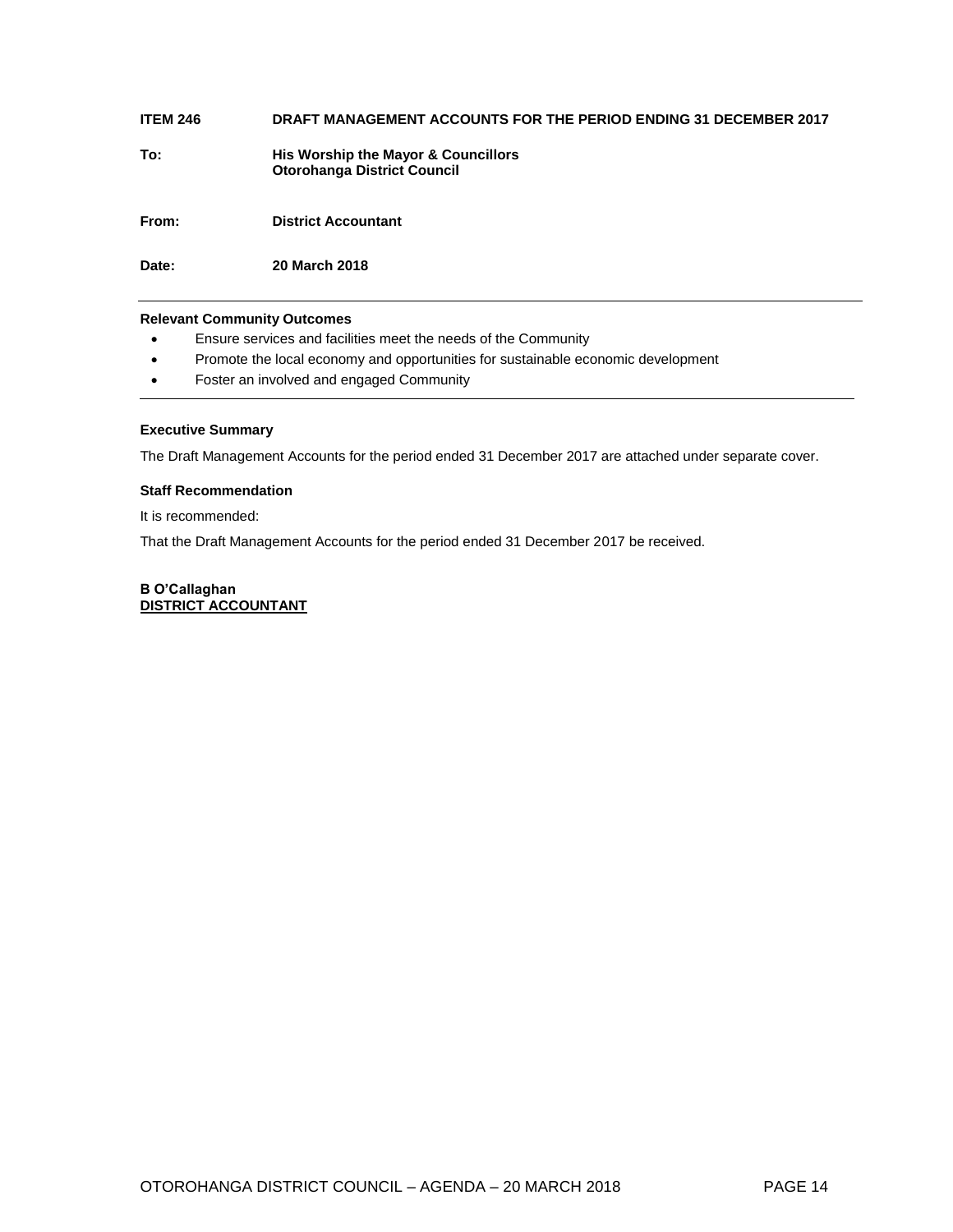**ITEM 246 DRAFT MANAGEMENT ACCOUNTS FOR THE PERIOD ENDING 31 DECEMBER 2017**

**To:** **His Worship the Mayor & Councillors**
**Otorohanga District Council**

**From:** **District Accountant**

**Date:** **20 March 2018**

---

**Relevant Community Outcomes**

- Ensure services and facilities meet the needs of the Community
- Promote the local economy and opportunities for sustainable economic development
- Foster an involved and engaged Community

---

**Executive Summary**

The Draft Management Accounts for the period ended 31 December 2017 are attached under separate cover.

**Staff Recommendation**

It is recommended:

That the Draft Management Accounts for the period ended 31 December 2017 be received.

**B O'Callaghan**
**DISTRICT ACCOUNTANT**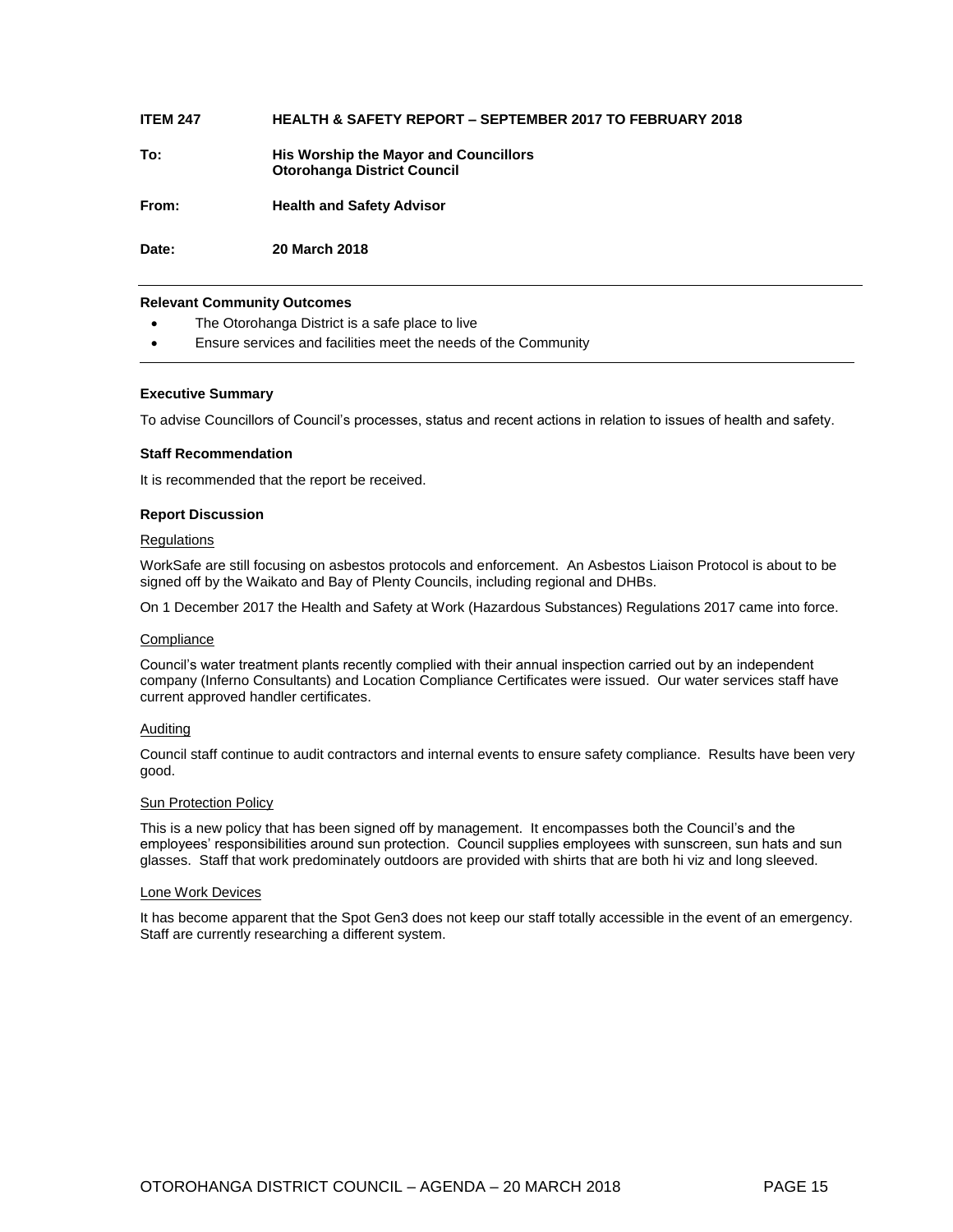**ITEM 247 HEALTH & SAFETY REPORT – SEPTEMBER 2017 TO FEBRUARY 2018**

**To:** **His Worship the Mayor and Councillors**
**Otorohanga District Council**

**From:** **Health and Safety Advisor**

**Date:** **20 March 2018**

---

**Relevant Community Outcomes**

- The Otorohanga District is a safe place to live
- Ensure services and facilities meet the needs of the Community

---

**Executive Summary**

To advise Councillors of Council's processes, status and recent actions in relation to issues of health and safety.

**Staff Recommendation**

It is recommended that the report be received.

**Report Discussion**

Regulations

WorkSafe are still focusing on asbestos protocols and enforcement. An Asbestos Liaison Protocol is about to be signed off by the Waikato and Bay of Plenty Councils, including regional and DHBs.

On 1 December 2017 the Health and Safety at Work (Hazardous Substances) Regulations 2017 came into force.

Compliance

Council's water treatment plants recently complied with their annual inspection carried out by an independent company (Inferno Consultants) and Location Compliance Certificates were issued. Our water services staff have current approved handler certificates.

Auditing

Council staff continue to audit contractors and internal events to ensure safety compliance. Results have been very good.

Sun Protection Policy

This is a new policy that has been signed off by management. It encompasses both the Council's and the employees' responsibilities around sun protection. Council supplies employees with sunscreen, sun hats and sun glasses. Staff that work predominately outdoors are provided with shirts that are both hi viz and long sleeved.

Lone Work Devices

It has become apparent that the Spot Gen3 does not keep our staff totally accessible in the event of an emergency. Staff are currently researching a different system.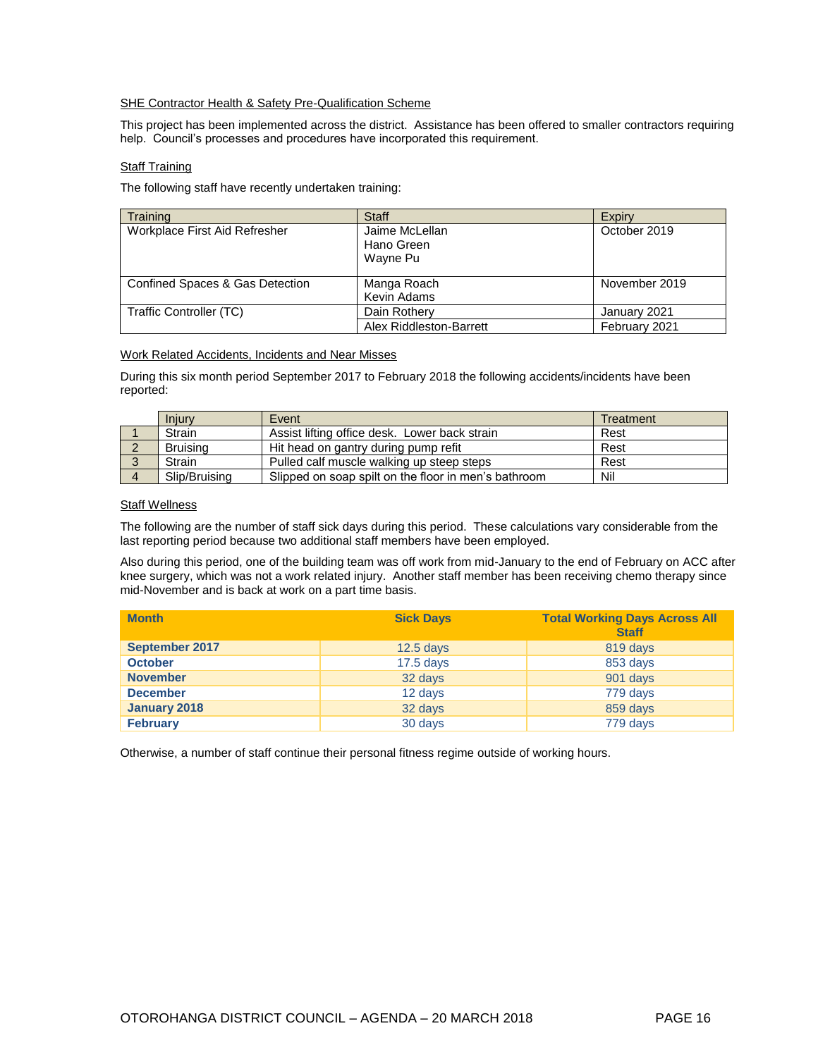SHE Contractor Health & Safety Pre-Qualification Scheme

This project has been implemented across the district. Assistance has been offered to smaller contractors requiring help. Council's processes and procedures have incorporated this requirement.

Staff Training

The following staff have recently undertaken training:

| Training | Staff | Expiry |
|---|---|---|
| Workplace First Aid Refresher | Jaime McLellan<br>Hano Green<br>Wayne Pu | October 2019 |
| Confined Spaces & Gas Detection | Manga Roach<br>Kevin Adams | November 2019 |
| Traffic Controller (TC) | Dain Rothery | January 2021 |
| | Alex Riddleston-Barrett | February 2021 |

Work Related Accidents, Incidents and Near Misses

During this six month period September 2017 to February 2018 the following accidents/incidents have been reported:

| | Injury | Event | Treatment |
|---|---|---|---|
| 1 | Strain | Assist lifting office desk. Lower back strain | Rest |
| 2 | Bruising | Hit head on gantry during pump refit | Rest |
| 3 | Strain | Pulled calf muscle walking up steep steps | Rest |
| 4 | Slip/Bruising | Slipped on soap spilt on the floor in men's bathroom | Nil |

Staff Wellness

The following are the number of staff sick days during this period. These calculations vary considerable from the last reporting period because two additional staff members have been employed.

Also during this period, one of the building team was off work from mid-January to the end of February on ACC after knee surgery, which was not a work related injury. Another staff member has been receiving chemo therapy since mid-November and is back at work on a part time basis.

| Month | Sick Days | Total Working Days Across All Staff |
|---|---|---|
| **September 2017** | 12.5 days | 819 days |
| **October** | 17.5 days | 853 days |
| **November** | 32 days | 901 days |
| **December** | 12 days | 779 days |
| **January 2018** | 32 days | 859 days |
| **February** | 30 days | 779 days |

Otherwise, a number of staff continue their personal fitness regime outside of working hours.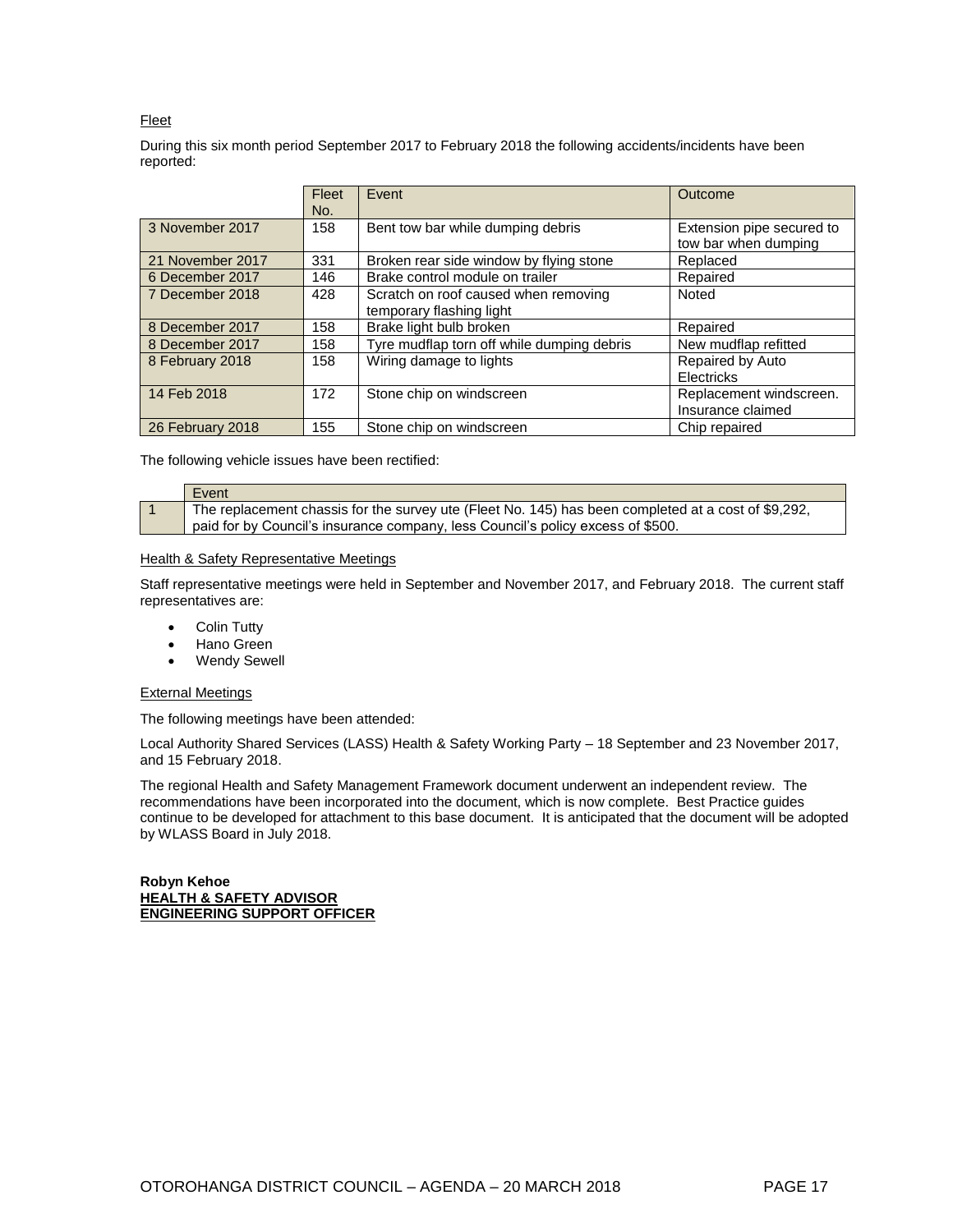Fleet

During this six month period September 2017 to February 2018 the following accidents/incidents have been reported:

| | Fleet No. | Event | Outcome |
|---|---|---|---|
| 3 November 2017 | 158 | Bent tow bar while dumping debris | Extension pipe secured to tow bar when dumping |
| 21 November 2017 | 331 | Broken rear side window by flying stone | Replaced |
| 6 December 2017 | 146 | Brake control module on trailer | Repaired |
| 7 December 2018 | 428 | Scratch on roof caused when removing temporary flashing light | Noted |
| 8 December 2017 | 158 | Brake light bulb broken | Repaired |
| 8 December 2017 | 158 | Tyre mudflap torn off while dumping debris | New mudflap refitted |
| 8 February 2018 | 158 | Wiring damage to lights | Repaired by Auto Electricks |
| 14 Feb 2018 | 172 | Stone chip on windscreen | Replacement windscreen. Insurance claimed |
| 26 February 2018 | 155 | Stone chip on windscreen | Chip repaired |

The following vehicle issues have been rectified:

| | Event |
|---|---|
| 1 | The replacement chassis for the survey ute (Fleet No. 145) has been completed at a cost of $9,292, paid for by Council's insurance company, less Council's policy excess of $500. |

Health & Safety Representative Meetings

Staff representative meetings were held in September and November 2017, and February 2018. The current staff representatives are:

- Colin Tutty
- Hano Green
- Wendy Sewell

External Meetings

The following meetings have been attended:

Local Authority Shared Services (LASS) Health & Safety Working Party – 18 September and 23 November 2017, and 15 February 2018.

The regional Health and Safety Management Framework document underwent an independent review. The recommendations have been incorporated into the document, which is now complete. Best Practice guides continue to be developed for attachment to this base document. It is anticipated that the document will be adopted by WLASS Board in July 2018.

**Robyn Kehoe**
**HEALTH & SAFETY ADVISOR**
**ENGINEERING SUPPORT OFFICER**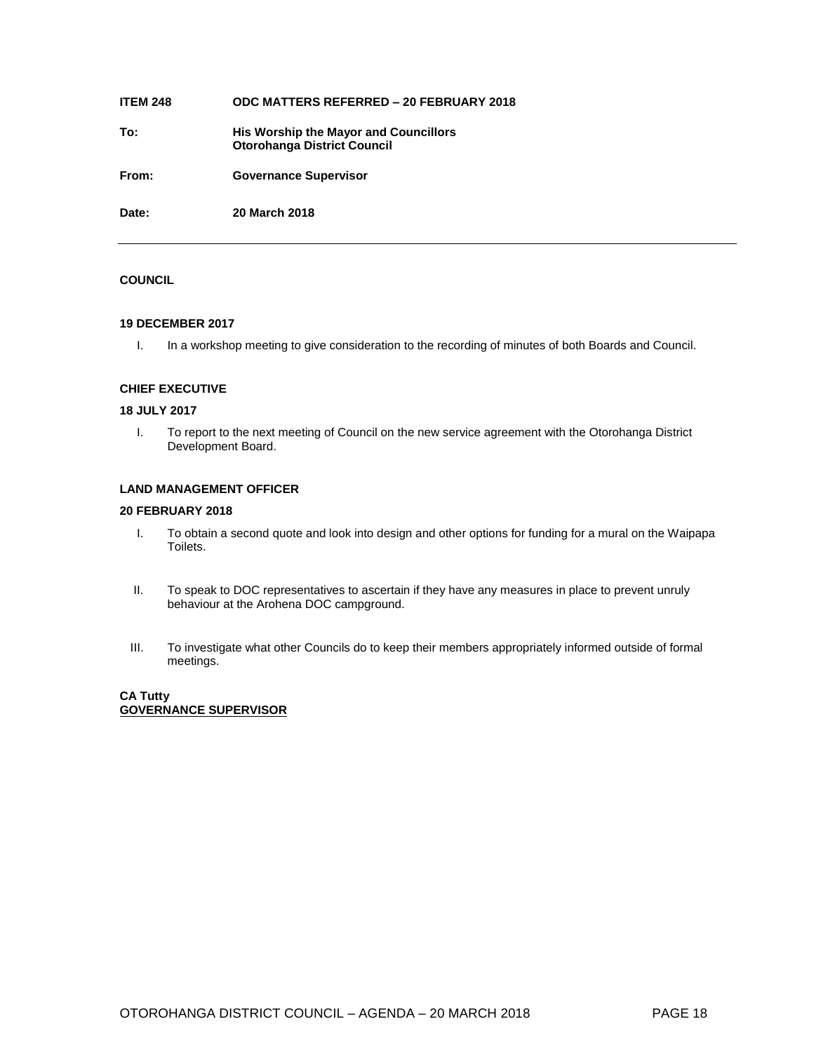| | |
|---|---|
| **ITEM 248** | **ODC MATTERS REFERRED – 20 FEBRUARY 2018** |
| **To:** | **His Worship the Mayor and Councillors**<br>**Otorohanga District Council** |
| **From:** | **Governance Supervisor** |
| **Date:** | **20 March 2018** |

---

**COUNCIL**

**19 DECEMBER 2017**

I. In a workshop meeting to give consideration to the recording of minutes of both Boards and Council.

**CHIEF EXECUTIVE**

**18 JULY 2017**

I. To report to the next meeting of Council on the new service agreement with the Otorohanga District Development Board.

**LAND MANAGEMENT OFFICER**

**20 FEBRUARY 2018**

I. To obtain a second quote and look into design and other options for funding for a mural on the Waipapa Toilets.

II. To speak to DOC representatives to ascertain if they have any measures in place to prevent unruly behaviour at the Arohena DOC campground.

III. To investigate what other Councils do to keep their members appropriately informed outside of formal meetings.

**CA Tutty**
**GOVERNANCE SUPERVISOR**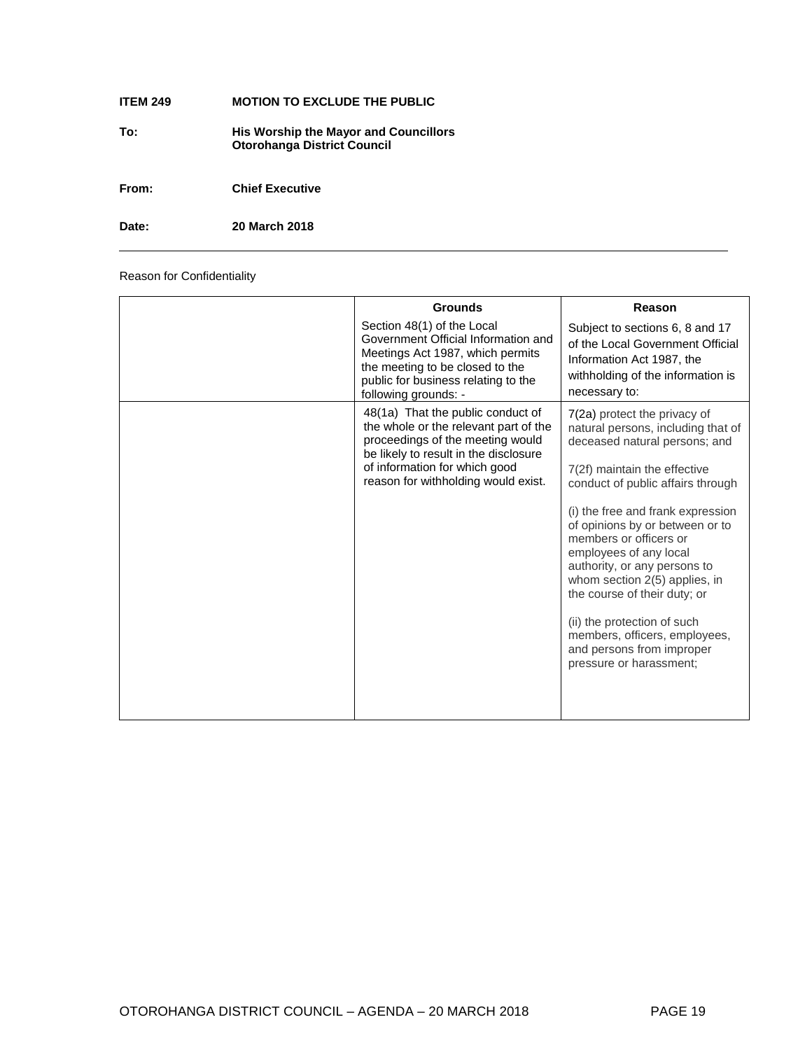**ITEM 249 MOTION TO EXCLUDE THE PUBLIC**

**To: His Worship the Mayor and Councillors**
**Otorohanga District Council**

**From: Chief Executive**

**Date: 20 March 2018**

---

Reason for Confidentiality

| | **Grounds** | **Reason** |
|---|---|---|
| | Section 48(1) of the Local Government Official Information and Meetings Act 1987, which permits the meeting to be closed to the public for business relating to the following grounds: - | Subject to sections 6, 8 and 17 of the Local Government Official Information Act 1987, the withholding of the information is necessary to: |
| | 48(1a) That the public conduct of the whole or the relevant part of the proceedings of the meeting would be likely to result in the disclosure of information for which good reason for withholding would exist. | 7(2a) protect the privacy of natural persons, including that of deceased natural persons; and<br><br>7(2f) maintain the effective conduct of public affairs through<br><br>(i) the free and frank expression of opinions by or between or to members or officers or employees of any local authority, or any persons to whom section 2(5) applies, in the course of their duty; or<br><br>(ii) the protection of such members, officers, employees, and persons from improper pressure or harassment; |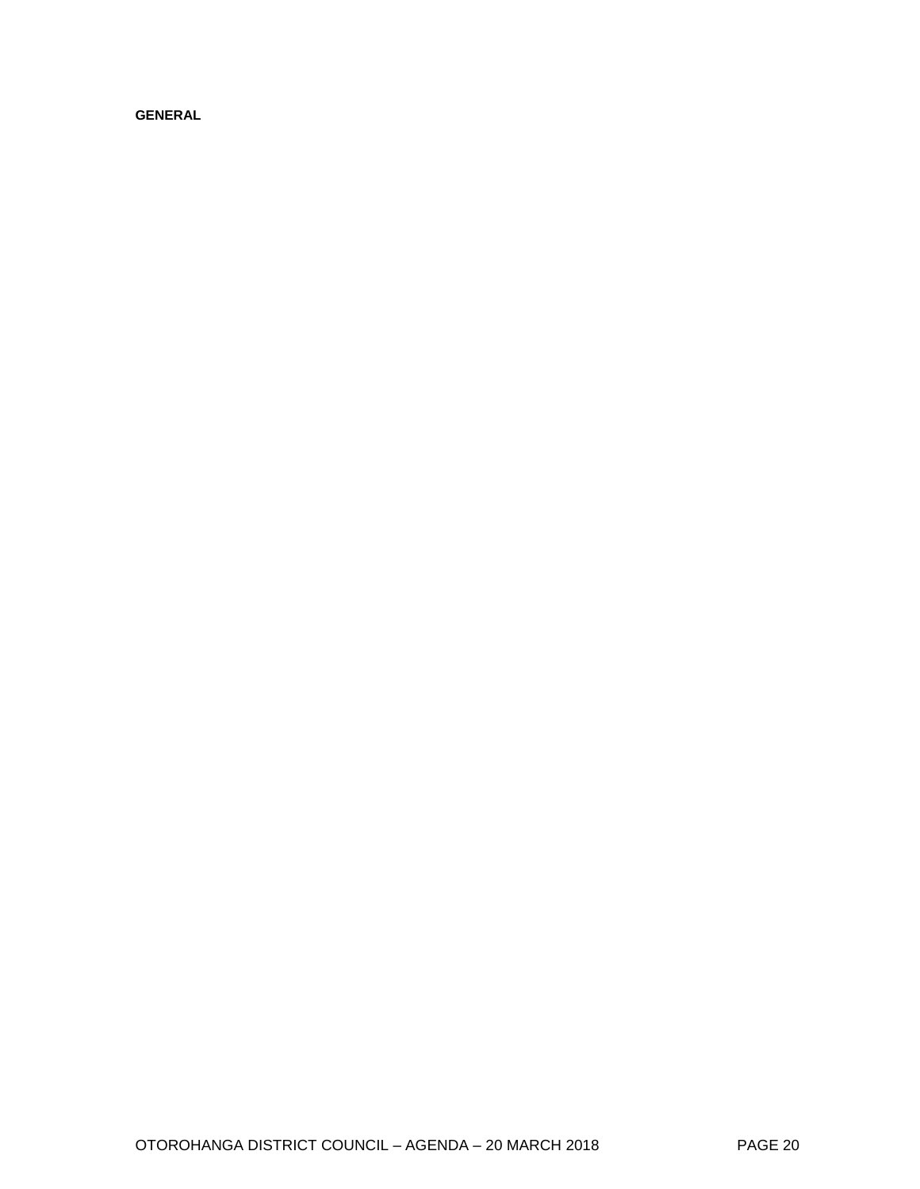**GENERAL**